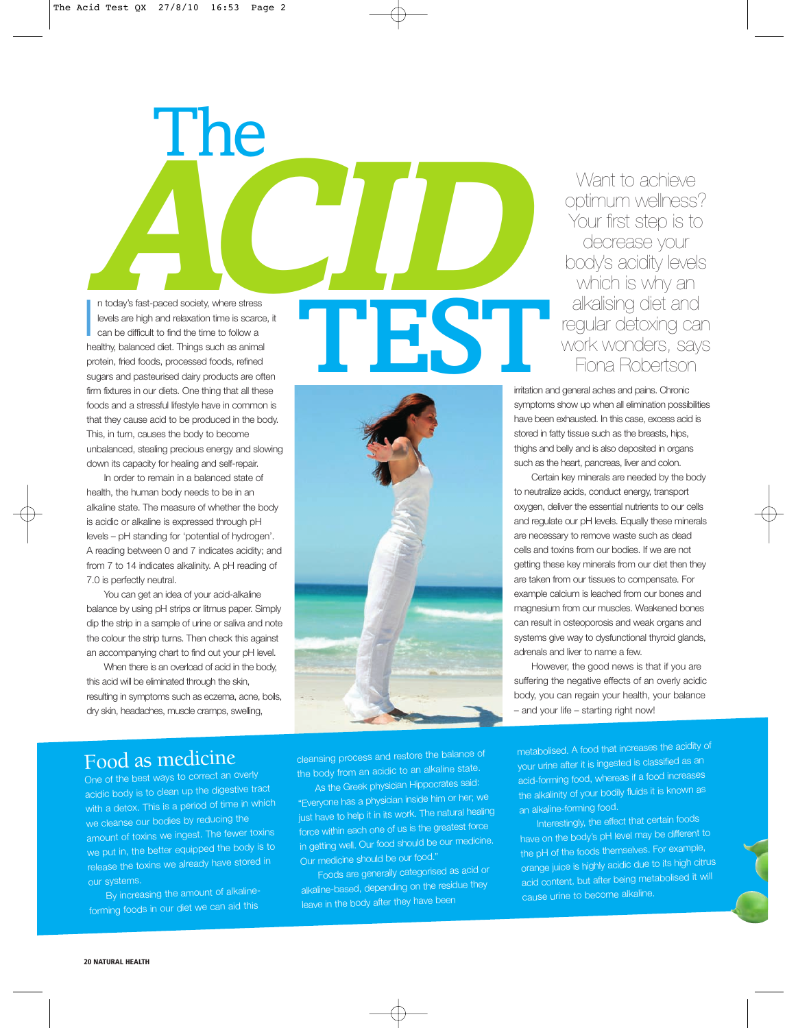# The ACID TEST

Want to achieve optimum wellness? Your first step is to decrease your body's acidity levels which is why an alkalising diet and regular detoxing can work wonders, says Fiona Robertson

In today's fast-paced society, where stress levels are high and relaxation time is scarce, it can be difficult to find the time to follow a healthy, balanced diet. Things such as animal protein, fried foods, processed foods, refined sugars and pasteurised dairy products are often firm fixtures in our diets. One thing that all these foods and a stressful lifestyle have in common is that they cause acid to be produced in the body. This, in turn, causes the body to become unbalanced, stealing precious energy and slowing down its capacity for healing and self-repair.

In order to remain in a balanced state of health, the human body needs to be in an alkaline state. The measure of whether the body is acidic or alkaline is expressed through pH levels – pH standing for 'potential of hydrogen'. A reading between 0 and 7 indicates acidity; and from 7 to 14 indicates alkalinity. A pH reading of 7.0 is perfectly neutral.

You can get an idea of your acid-alkaline balance by using pH strips or litmus paper. Simply dip the strip in a sample of urine or saliva and note the colour the strip turns. Then check this against an accompanying chart to find out your pH level.

When there is an overload of acid in the body, this acid will be eliminated through the skin, resulting in symptoms such as eczema, acne, boils, dry skin, headaches, muscle cramps, swelling, irritation and general aches and pains. Chronic symptoms show up when all elimination possibilities have been exhausted. In this case, excess acid is stored in fatty tissue such as the breasts, hips, thighs and belly and is also deposited in organs such as the heart, pancreas, liver and colon.

Certain key minerals are needed by the body to neutralize acids, conduct energy, transport oxygen, deliver the essential nutrients to our cells and regulate our pH levels. Equally these minerals are necessary to remove waste such as dead cells and toxins from our bodies. If we are not getting these key minerals from our diet then they are taken from our tissues to compensate. For example calcium is leached from our bones and magnesium from our muscles. Weakened bones can result in osteoporosis and weak organs and systems give way to dysfunctional thyroid glands, adrenals and liver to name a few.

However, the good news is that if you are suffering the negative effects of an overly acidic body, you can regain your health, your balance – and your life – starting right now!

## Food as medicine

One of the best ways to correct an overly acidic body is to clean up the digestive tract with a detox. This is a period of time in which we cleanse our bodies by reducing the amount of toxins we ingest. The fewer toxins we put in, the better equipped the body is to release the toxins we already have stored in our systems.

By increasing the amount of alkaline-forming foods in our diet we can aid this cleansing process and restore the balance of the body from an acidic to an alkaline state.

As the Greek physician Hippocrates said: "Everyone has a physician inside him or her; we just have to help it in its work. The natural healing force within each one of us is the greatest force in getting well. Our food should be our medicine. Our medicine should be our food."

Foods are generally categorised as acid or alkaline-based, depending on the residue they leave in the body after they have been metabolised. A food that increases the acidity of your urine after it is ingested is classified as an acid-forming food, whereas if a food increases the alkalinity of your bodily fluids it is known as an alkaline-forming food.

Interestingly, the effect that certain foods have on the body's pH level may be different to the pH of the foods themselves. For example, orange juice is highly acidic due to its high citrus acid content, but after being metabolised it will cause urine to become alkaline.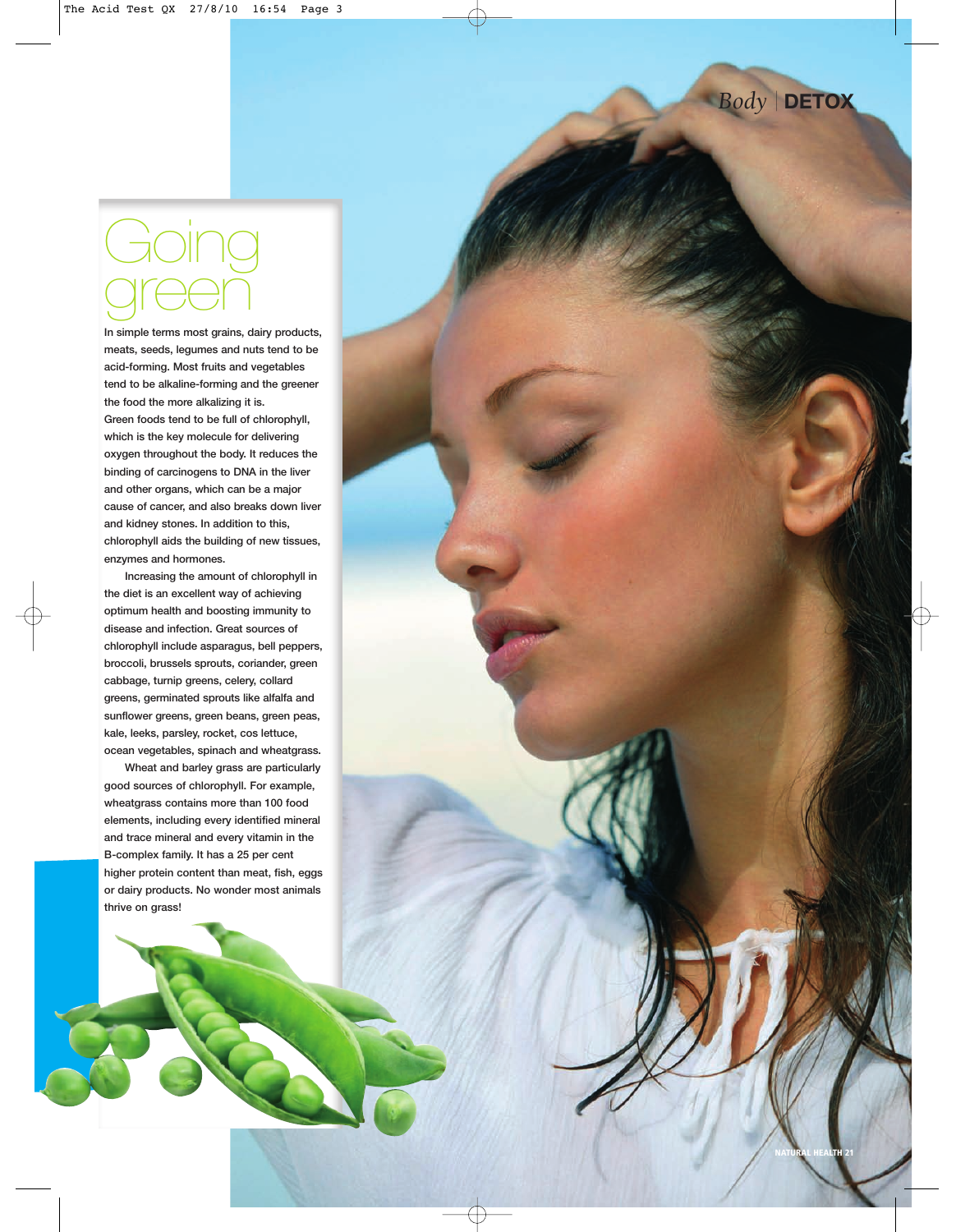# Going green

In simple terms most grains, dairy products, meats, seeds, legumes and nuts tend to be acid-forming. Most fruits and vegetables tend to be alkaline-forming and the greener the food the more alkalizing it is.

Green foods tend to be full of chlorophyll, which is the key molecule for delivering oxygen throughout the body. It reduces the binding of carcinogens to DNA in the liver and other organs, which can be a major cause of cancer, and also breaks down liver and kidney stones. In addition to this, chlorophyll aids the building of new tissues, enzymes and hormones.

Increasing the amount of chlorophyll in the diet is an excellent way of achieving optimum health and boosting immunity to disease and infection. Great sources of chlorophyll include asparagus, bell peppers, broccoli, brussels sprouts, coriander, green cabbage, turnip greens, celery, collard greens, germinated sprouts like alfalfa and sunflower greens, green beans, green peas, kale, leeks, parsley, rocket, cos lettuce, ocean vegetables, spinach and wheatgrass.

Wheat and barley grass are particularly good sources of chlorophyll. For example, wheatgrass contains more than 100 food elements, including every identified mineral and trace mineral and every vitamin in the B-complex family. It has a 25 per cent higher protein content than meat, fish, eggs or dairy products. No wonder most animals thrive on grass!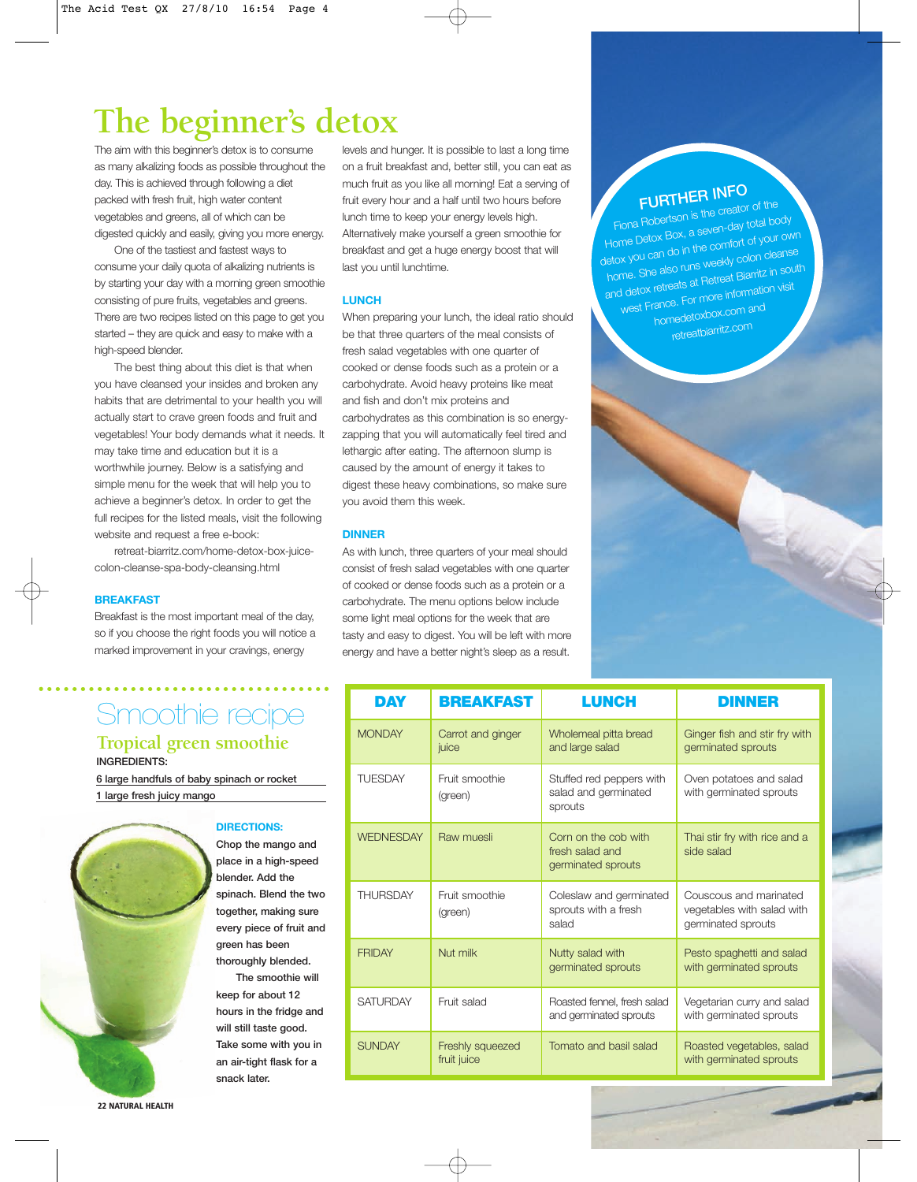# The beginner's detox

The aim with this beginner's detox is to consume as many alkalizing foods as possible throughout the day. This is achieved through following a diet packed with fresh fruit, high water content vegetables and greens, all of which can be digested quickly and easily, giving you more energy.

One of the tastiest and fastest ways to consume your daily quota of alkalizing nutrients is by starting your day with a morning green smoothie consisting of pure fruits, vegetables and greens. There are two recipes listed on this page to get you started – they are quick and easy to make with a high-speed blender.

The best thing about this diet is that when you have cleansed your insides and broken any habits that are detrimental to your health you will actually start to crave green foods and fruit and vegetables! Your body demands what it needs. It may take time and education but it is a worthwhile journey. Below is a satisfying and simple menu for the week that will help you to achieve a beginner's detox. In order to get the full recipes for the listed meals, visit the following website and request a free e-book:

retreat-biarritz.com/home-detox-box-juice-colon-cleanse-spa-body-cleansing.html

### BREAKFAST

Breakfast is the most important meal of the day, so if you choose the right foods you will notice a marked improvement in your cravings, energy levels and hunger. It is possible to last a long time on a fruit breakfast and, better still, you can eat as much fruit as you like all morning! Eat a serving of fruit every hour and a half until two hours before lunch time to keep your energy levels high. Alternatively make yourself a green smoothie for breakfast and get a huge energy boost that will last you until lunchtime.

### LUNCH

When preparing your lunch, the ideal ratio should be that three quarters of the meal consists of fresh salad vegetables with one quarter of cooked or dense foods such as a protein or a carbohydrate. Avoid heavy proteins like meat and fish and don't mix proteins and carbohydrates as this combination is so energy-zapping that you will automatically feel tired and lethargic after eating. The afternoon slump is caused by the amount of energy it takes to digest these heavy combinations, so make sure you avoid them this week.

### DINNER

As with lunch, three quarters of your meal should consist of fresh salad vegetables with one quarter of cooked or dense foods such as a protein or a carbohydrate. The menu options below include some light meal options for the week that are tasty and easy to digest. You will be left with more energy and have a better night's sleep as a result.

### FURTHER INFO

Fiona Robertson is the creator of the Home Detox Box, a seven-day total body detox you can do in the comfort of your own home. She also runs weekly colon cleanse and detox retreats at Retreat Biarritz in south west France. For more information visit homedetoxbox.com and retreatbiarritz.com

| DAY | BREAKFAST | LUNCH | DINNER |
|---|---|---|---|
| MONDAY | Carrot and ginger juice | Wholemeal pitta bread and large salad | Ginger fish and stir fry with germinated sprouts |
| TUESDAY | Fruit smoothie (green) | Stuffed red peppers with salad and germinated sprouts | Oven potatoes and salad with germinated sprouts |
| WEDNESDAY | Raw muesli | Corn on the cob with fresh salad and germinated sprouts | Thai stir fry with rice and a side salad |
| THURSDAY | Fruit smoothie (green) | Coleslaw and germinated sprouts with a fresh salad | Couscous and marinated vegetables with salad with germinated sprouts |
| FRIDAY | Nut milk | Nutty salad with germinated sprouts | Pesto spaghetti and salad with germinated sprouts |
| SATURDAY | Fruit salad | Roasted fennel, fresh salad and germinated sprouts | Vegetarian curry and salad with germinated sprouts |
| SUNDAY | Freshly squeezed fruit juice | Tomato and basil salad | Roasted vegetables, salad with germinated sprouts |

## Smoothie recipe

### Tropical green smoothie

**INGREDIENTS:**

- 6 large handfuls of baby spinach or rocket
- 1 large fresh juicy mango

**DIRECTIONS:**

Chop the mango and place in a high-speed blender. Add the spinach. Blend the two together, making sure every piece of fruit and green has been thoroughly blended.

The smoothie will keep for about 12 hours in the fridge and will still taste good. Take some with you in an air-tight flask for a snack later.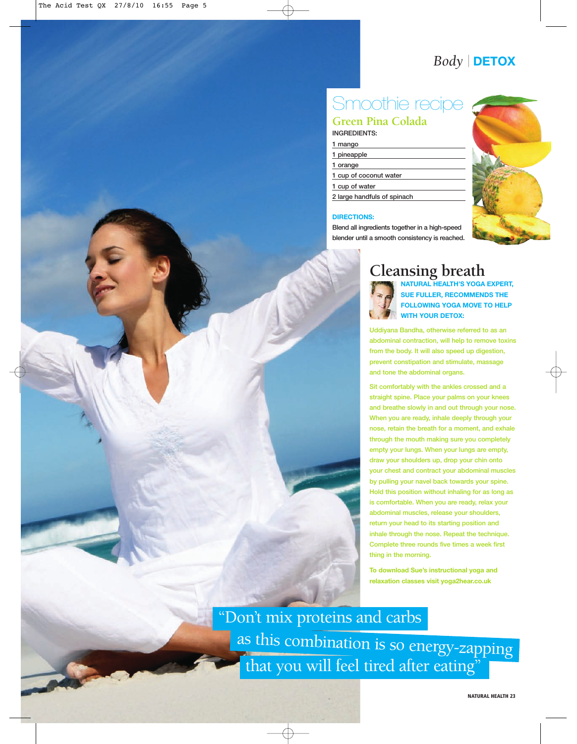## Smoothie recipe

### Green Pina Colada

INGREDIENTS:

- 1 mango
- 1 pineapple
- 1 orange
- 1 cup of coconut water
- 1 cup of water
- 2 large handfuls of spinach

**DIRECTIONS:**

Blend all ingredients together in a high-speed blender until a smooth consistency is reached.

## Cleansing breath

**NATURAL HEALTH'S YOGA EXPERT, SUE FULLER, RECOMMENDS THE FOLLOWING YOGA MOVE TO HELP WITH YOUR DETOX:**

Uddiyana Bandha, otherwise referred to as an abdominal contraction, will help to remove toxins from the body. It will also speed up digestion, prevent constipation and stimulate, massage and tone the abdominal organs.

Sit comfortably with the ankles crossed and a straight spine. Place your palms on your knees and breathe slowly in and out through your nose. When you are ready, inhale deeply through your nose, retain the breath for a moment, and exhale through the mouth making sure you completely empty your lungs. When your lungs are empty, draw your shoulders up, drop your chin onto your chest and contract your abdominal muscles by pulling your navel back towards your spine. Hold this position without inhaling for as long as is comfortable. When you are ready, relax your abdominal muscles, release your shoulders, return your head to its starting position and inhale through the nose. Repeat the technique. Complete three rounds five times a week first thing in the morning.

**To download Sue's instructional yoga and relaxation classes visit yoga2hear.co.uk**

"Don't mix proteins and carbs as this combination is so energy-zapping that you will feel tired after eating"